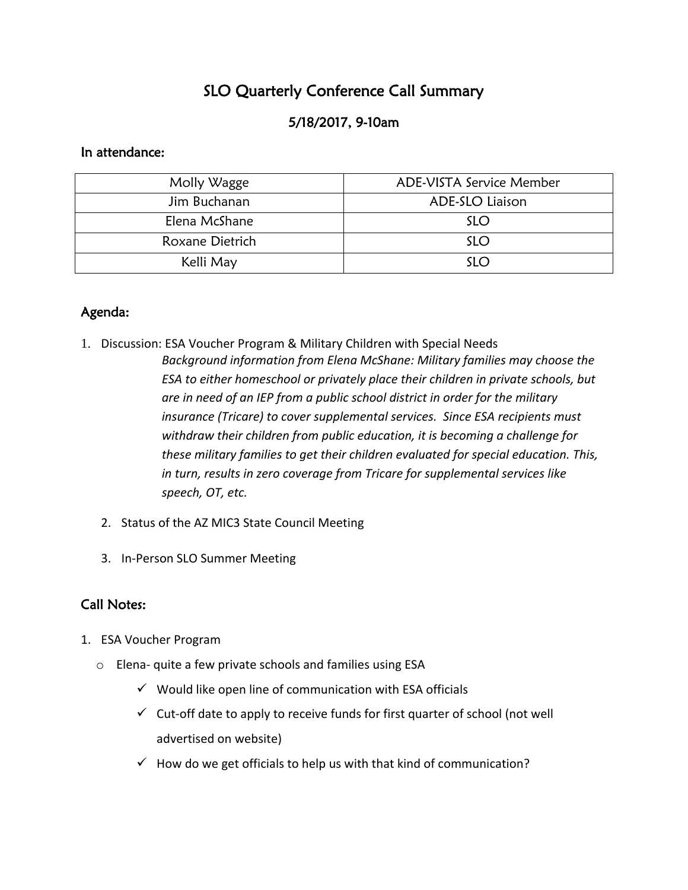# SLO Quarterly Conference Call Summary

## 5/18/2017, 9-10am

### In attendance:

| | |
|---|---|
| Molly Wagge | ADE-VISTA Service Member |
| Jim Buchanan | ADE-SLO Liaison |
| Elena McShane | SLO |
| Roxane Dietrich | SLO |
| Kelli May | SLO |

### Agenda:

1. Discussion: ESA Voucher Program & Military Children with Special Needs

   *Background information from Elena McShane: Military families may choose the ESA to either homeschool or privately place their children in private schools, but are in need of an IEP from a public school district in order for the military insurance (Tricare) to cover supplemental services. Since ESA recipients must withdraw their children from public education, it is becoming a challenge for these military families to get their children evaluated for special education. This, in turn, results in zero coverage from Tricare for supplemental services like speech, OT, etc.*

2. Status of the AZ MIC3 State Council Meeting

3. In-Person SLO Summer Meeting

### Call Notes:

1. ESA Voucher Program
   - Elena- quite a few private schools and families using ESA
     - ✓ Would like open line of communication with ESA officials
     - ✓ Cut-off date to apply to receive funds for first quarter of school (not well advertised on website)
     - ✓ How do we get officials to help us with that kind of communication?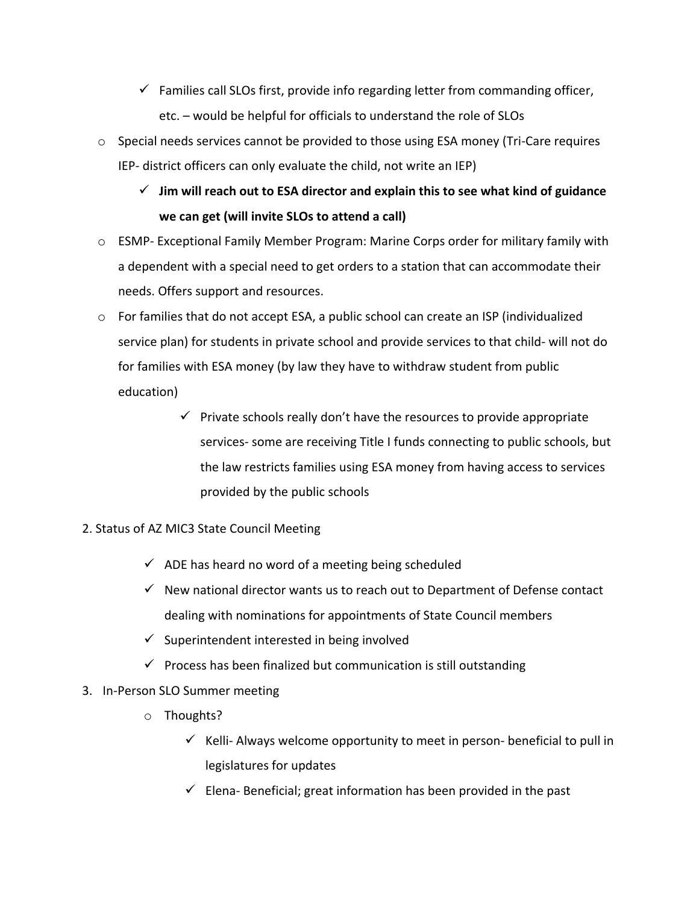- ✓ Families call SLOs first, provide info regarding letter from commanding officer, etc. – would be helpful for officials to understand the role of SLOs
- Special needs services cannot be provided to those using ESA money (Tri-Care requires IEP- district officers can only evaluate the child, not write an IEP)
  - ✓ **Jim will reach out to ESA director and explain this to see what kind of guidance we can get (will invite SLOs to attend a call)**
- ESMP- Exceptional Family Member Program: Marine Corps order for military family with a dependent with a special need to get orders to a station that can accommodate their needs. Offers support and resources.
- For families that do not accept ESA, a public school can create an ISP (individualized service plan) for students in private school and provide services to that child- will not do for families with ESA money (by law they have to withdraw student from public education)
  - ✓ Private schools really don't have the resources to provide appropriate services- some are receiving Title I funds connecting to public schools, but the law restricts families using ESA money from having access to services provided by the public schools

2. Status of AZ MIC3 State Council Meeting

   - ✓ ADE has heard no word of a meeting being scheduled
   - ✓ New national director wants us to reach out to Department of Defense contact dealing with nominations for appointments of State Council members
   - ✓ Superintendent interested in being involved
   - ✓ Process has been finalized but communication is still outstanding

3. In-Person SLO Summer meeting
   - Thoughts?
     - ✓ Kelli- Always welcome opportunity to meet in person- beneficial to pull in legislatures for updates
     - ✓ Elena- Beneficial; great information has been provided in the past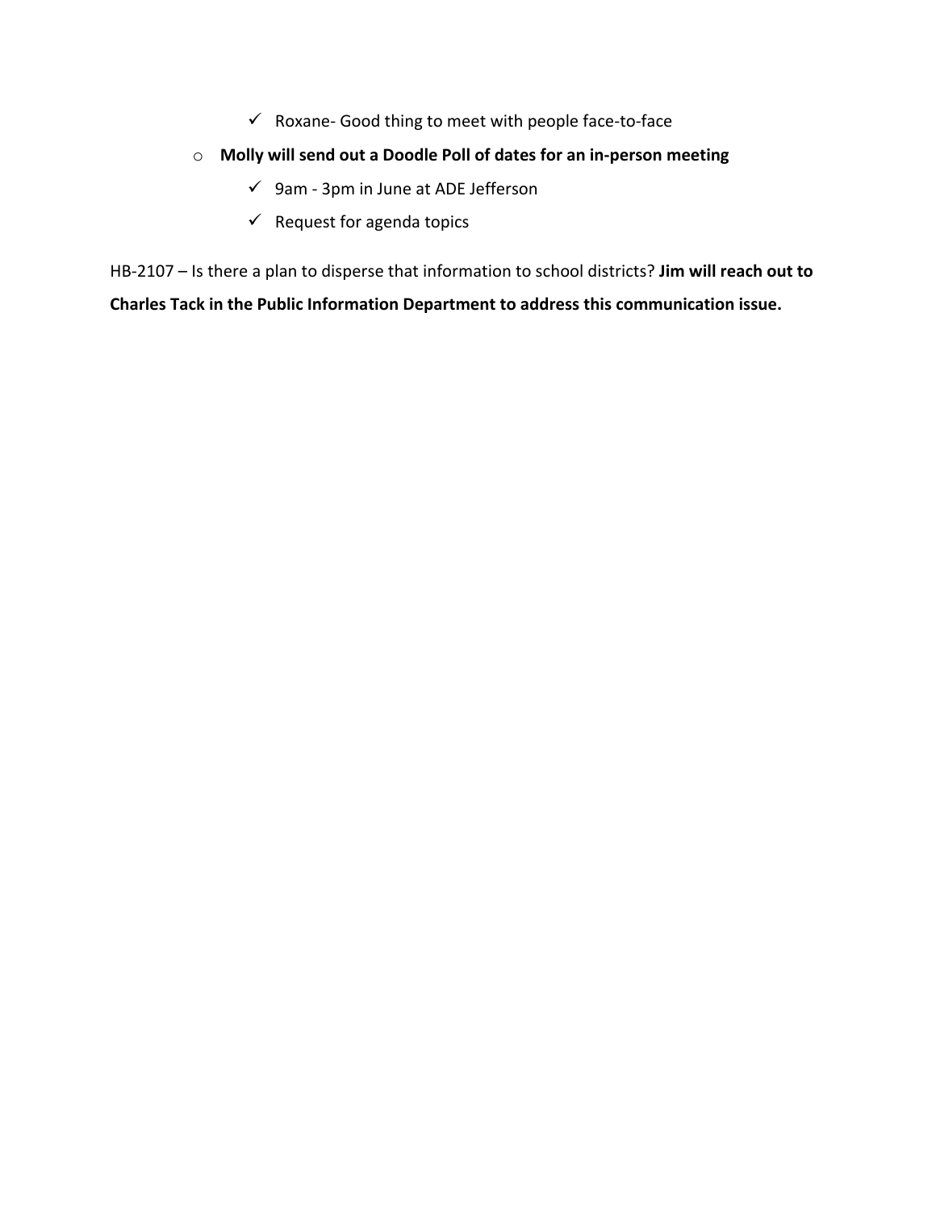- ✓ Roxane- Good thing to meet with people face-to-face
  - **Molly will send out a Doodle Poll of dates for an in-person meeting**
    - ✓ 9am - 3pm in June at ADE Jefferson
    - ✓ Request for agenda topics

HB-2107 – Is there a plan to disperse that information to school districts? **Jim will reach out to Charles Tack in the Public Information Department to address this communication issue.**